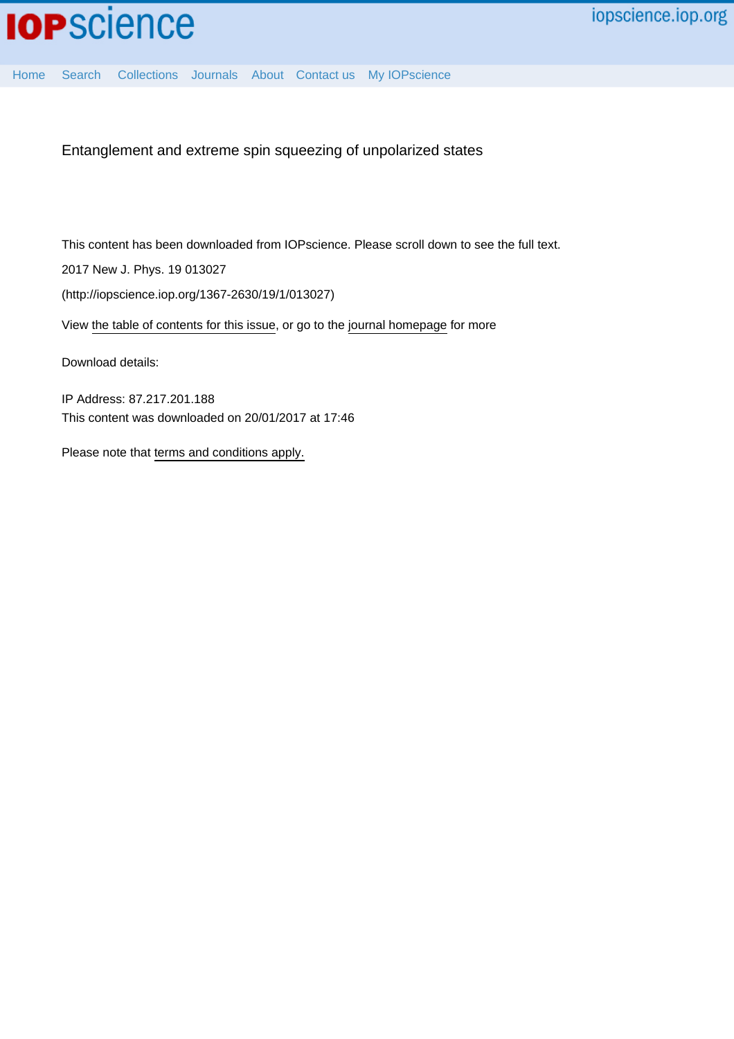# Entanglement and extreme spin squeezing of unpolarized states

This content has been downloaded from IOPscience. Please scroll down to see the full text.

2017 New J. Phys. 19 013027

(http://iopscience.iop.org/1367-2630/19/1/013027)

View the table of contents for this issue, or go to the journal homepage for more

Download details:

IP Address: 87.217.201.188

This content was downloaded on 20/01/2017 at 17:46

Please note that terms and conditions apply.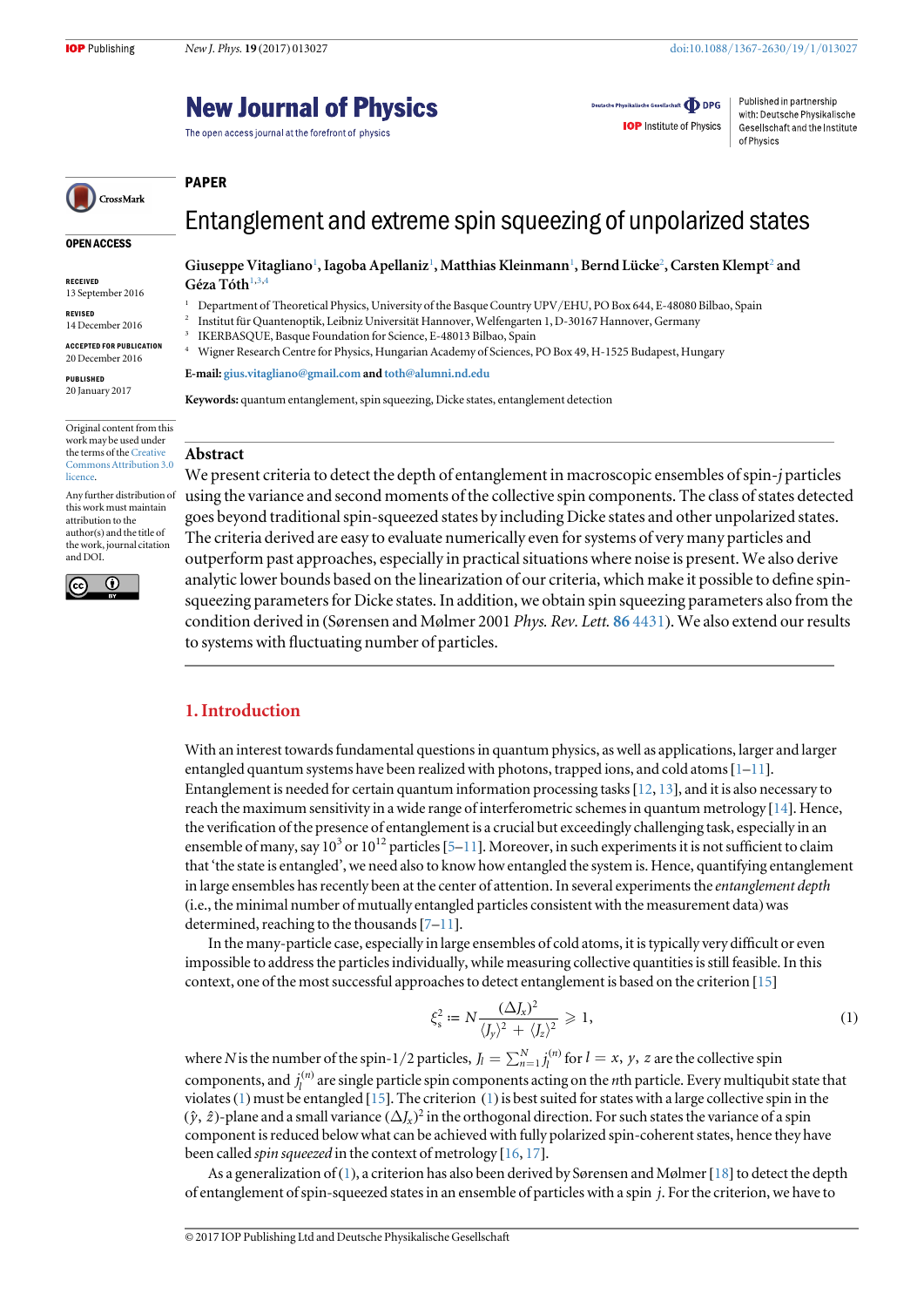# Entanglement and extreme spin squeezing of unpolarized states

**Giuseppe Vitagliano**[1], **Iagoba Apellaniz**[1], **Matthias Kleinmann**[1], **Bernd Lücke**[2], **Carsten Klempt**[2] and **Géza Tóth**[1,3,4]

[1] Department of Theoretical Physics, University of the Basque Country UPV/EHU, PO Box 644, E-48080 Bilbao, Spain

[2] Institut für Quantenoptik, Leibniz Universität Hannover, Welfengarten 1, D-30167 Hannover, Germany

[3] IKERBASQUE, Basque Foundation for Science, E-48013 Bilbao, Spain

[4] Wigner Research Centre for Physics, Hungarian Academy of Sciences, PO Box 49, H-1525 Budapest, Hungary

**E-mail:** gius.vitagliano@gmail.com and toth@alumni.nd.edu

**Keywords:** quantum entanglement, spin squeezing, Dicke states, entanglement detection

PAPER

OPEN ACCESS

RECEIVED 13 September 2016

REVISED 14 December 2016

ACCEPTED FOR PUBLICATION 20 December 2016

PUBLISHED 20 January 2017

Original content from this work may be used under the terms of the Creative Commons Attribution 3.0 licence.

Any further distribution of this work must maintain attribution to the author(s) and the title of the work, journal citation and DOI.

## Abstract

We present criteria to detect the depth of entanglement in macroscopic ensembles of spin-$j$ particles using the variance and second moments of the collective spin components. The class of states detected goes beyond traditional spin-squeezed states by including Dicke states and other unpolarized states. The criteria derived are easy to evaluate numerically even for systems of very many particles and outperform past approaches, especially in practical situations where noise is present. We also derive analytic lower bounds based on the linearization of our criteria, which make it possible to define spin-squeezing parameters for Dicke states. In addition, we obtain spin squeezing parameters also from the condition derived in (Sørensen and Mølmer 2001 *Phys. Rev. Lett.* **86** 4431). We also extend our results to systems with fluctuating number of particles.

## 1. Introduction

With an interest towards fundamental questions in quantum physics, as well as applications, larger and larger entangled quantum systems have been realized with photons, trapped ions, and cold atoms [1–11]. Entanglement is needed for certain quantum information processing tasks [12, 13], and it is also necessary to reach the maximum sensitivity in a wide range of interferometric schemes in quantum metrology [14]. Hence, the verification of the presence of entanglement is a crucial but exceedingly challenging task, especially in an ensemble of many, say $10^3$ or $10^{12}$ particles [5–11]. Moreover, in such experiments it is not sufficient to claim that 'the state is entangled', we need also to know how entangled the system is. Hence, quantifying entanglement in large ensembles has recently been at the center of attention. In several experiments the *entanglement depth* (i.e., the minimal number of mutually entangled particles consistent with the measurement data) was determined, reaching to the thousands [7–11].

In the many-particle case, especially in large ensembles of cold atoms, it is typically very difficult or even impossible to address the particles individually, while measuring collective quantities is still feasible. In this context, one of the most successful approaches to detect entanglement is based on the criterion [15]

$$\xi_s^2 := N\frac{(\Delta J_x)^2}{\langle J_y\rangle^2 + \langle J_z\rangle^2} \geqslant 1, \tag{1}$$

where $N$ is the number of the spin-1/2 particles, $J_l = \sum_{n=1}^{N} j_l^{(n)}$ for $l = x, y, z$ are the collective spin components, and $j_l^{(n)}$ are single particle spin components acting on the $n$th particle. Every multiqubit state that violates (1) must be entangled [15]. The criterion (1) is best suited for states with a large collective spin in the $(\hat{y}, \hat{z})$-plane and a small variance $(\Delta J_x)^2$ in the orthogonal direction. For such states the variance of a spin component is reduced below what can be achieved with fully polarized spin-coherent states, hence they have been called *spin squeezed* in the context of metrology [16, 17].

As a generalization of (1), a criterion has also been derived by Sørensen and Mølmer [18] to detect the depth of entanglement of spin-squeezed states in an ensemble of particles with a spin $j$. For the criterion, we have to

© 2017 IOP Publishing Ltd and Deutsche Physikalische Gesellschaft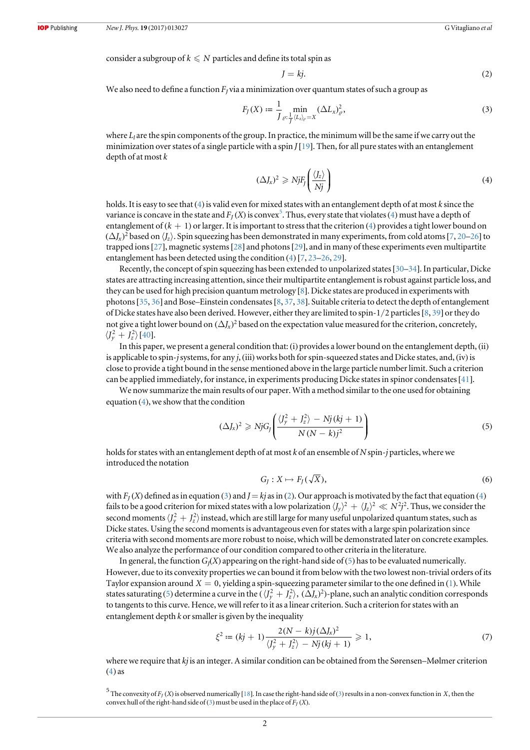consider a subgroup of $k \leqslant N$ particles and define its total spin as

$$J = kj. \tag{2}$$

We also need to define a function $F_J$ via a minimization over quantum states of such a group as

$$F_J(X) := \frac{1}{J} \min_{\varrho: \frac{1}{J}\langle L_z \rangle_\varrho = X} (\Delta L_x)^2_\varrho, \tag{3}$$

where $L_l$ are the spin components of the group. In practice, the minimum will be the same if we carry out the minimization over states of a single particle with a spin $J$ [19]. Then, for all pure states with an entanglement depth of at most $k$

$$(\Delta J_x)^2 \geqslant NjF_J\left(\frac{\langle J_z \rangle}{Nj}\right) \tag{4}$$

holds. It is easy to see that (4) is valid even for mixed states with an entanglement depth of at most $k$ since the variance is concave in the state and $F_J(X)$ is convex[5]. Thus, every state that violates (4) must have a depth of entanglement of $(k + 1)$ or larger. It is important to stress that the criterion (4) provides a tight lower bound on $(\Delta J_x)^2$ based on $\langle J_z \rangle$. Spin squeezing has been demonstrated in many experiments, from cold atoms [7, 20–26] to trapped ions [27], magnetic systems [28] and photons [29], and in many of these experiments even multipartite entanglement has been detected using the condition (4) [7, 23–26, 29].

Recently, the concept of spin squeezing has been extended to unpolarized states [30–34]. In particular, Dicke states are attracting increasing attention, since their multipartite entanglement is robust against particle loss, and they can be used for high precision quantum metrology [8]. Dicke states are produced in experiments with photons [35, 36] and Bose–Einstein condensates [8, 37, 38]. Suitable criteria to detect the depth of entanglement of Dicke states have also been derived. However, either they are limited to spin-1/2 particles [8, 39] or they do not give a tight lower bound on $(\Delta J_x)^2$ based on the expectation value measured for the criterion, concretely, $\langle J_y^2 + J_z^2 \rangle$ [40].

In this paper, we present a general condition that: (i) provides a lower bound on the entanglement depth, (ii) is applicable to spin-$j$ systems, for any $j$, (iii) works both for spin-squeezed states and Dicke states, and, (iv) is close to provide a tight bound in the sense mentioned above in the large particle number limit. Such a criterion can be applied immediately, for instance, in experiments producing Dicke states in spinor condensates [41].

We now summarize the main results of our paper. With a method similar to the one used for obtaining equation (4), we show that the condition

$$(\Delta J_x)^2 \geqslant NjG_J\left(\frac{\langle J_y^2 + J_z^2 \rangle - Nj(kj + 1)}{N(N - k)j^2}\right) \tag{5}$$

holds for states with an entanglement depth of at most $k$ of an ensemble of $N$ spin-$j$ particles, where we introduced the notation

$$G_J : X \mapsto F_J(\sqrt{X}), \tag{6}$$

with $F_J(X)$ defined as in equation (3) and $J = kj$ as in (2). Our approach is motivated by the fact that equation (4) fails to be a good criterion for mixed states with a low polarization $\langle J_y \rangle^2 + \langle J_z \rangle^2 \ll N^2 j^2$. Thus, we consider the second moments $\langle J_y^2 + J_z^2 \rangle$ instead, which are still large for many useful unpolarized quantum states, such as Dicke states. Using the second moments is advantageous even for states with a large spin polarization since criteria with second moments are more robust to noise, which will be demonstrated later on concrete examples. We also analyze the performance of our condition compared to other criteria in the literature.

In general, the function $G_J(X)$ appearing on the right-hand side of (5) has to be evaluated numerically. However, due to its convexity properties we can bound it from below with the two lowest non-trivial orders of its Taylor expansion around $X = 0$, yielding a spin-squeezing parameter similar to the one defined in (1). While states saturating (5) determine a curve in the $(\langle J_y^2 + J_z^2 \rangle, (\Delta J_x)^2)$-plane, such an analytic condition corresponds to tangents to this curve. Hence, we will refer to it as a linear criterion. Such a criterion for states with an entanglement depth $k$ or smaller is given by the inequality

$$\xi^2 := (kj + 1)\frac{2(N - k)j(\Delta J_x)^2}{\langle J_y^2 + J_z^2 \rangle - Nj(kj + 1)} \geqslant 1, \tag{7}$$

where we require that $kj$ is an integer. A similar condition can be obtained from the Sørensen–Mølmer criterion (4) as

[5] The convexity of $F_J(X)$ is observed numerically [18]. In case the right-hand side of (3) results in a non-convex function in $X$, then the convex hull of the right-hand side of (3) must be used in the place of $F_J(X)$.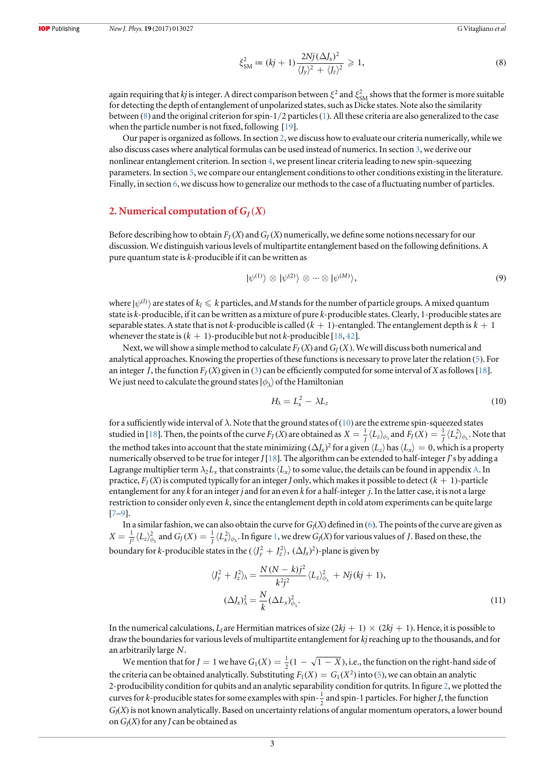$$\xi_{\rm SM}^2 := (kj+1)\frac{2Nj(\Delta J_x)^2}{\langle J_y\rangle^2+\langle J_z\rangle^2} \geqslant 1, \tag{8}$$

again requiring that $kj$ is integer. A direct comparison between $\xi^2$ and $\xi_{\rm SM}^2$ shows that the former is more suitable for detecting the depth of entanglement of unpolarized states, such as Dicke states. Note also the similarity between (8) and the original criterion for spin-1/2 particles (1). All these criteria are also generalized to the case when the particle number is not fixed, following [19].

Our paper is organized as follows. In section 2, we discuss how to evaluate our criteria numerically, while we also discuss cases where analytical formulas can be used instead of numerics. In section 3, we derive our nonlinear entanglement criterion. In section 4, we present linear criteria leading to new spin-squeezing parameters. In section 5, we compare our entanglement conditions to other conditions existing in the literature. Finally, in section 6, we discuss how to generalize our methods to the case of a fluctuating number of particles.

## 2. Numerical computation of $G_J(X)$

Before describing how to obtain $F_J(X)$ and $G_J(X)$ numerically, we define some notions necessary for our discussion. We distinguish various levels of multipartite entanglement based on the following definitions. A pure quantum state is $k$-producible if it can be written as

$$|\psi^{(1)}\rangle \otimes |\psi^{(2)}\rangle \otimes \cdots \otimes |\psi^{(M)}\rangle, \tag{9}$$

where $|\psi^{(l)}\rangle$ are states of $k_l \leqslant k$ particles, and $M$ stands for the number of particle groups. A mixed quantum state is $k$-producible, if it can be written as a mixture of pure $k$-producible states. Clearly, 1-producible states are separable states. A state that is not $k$-producible is called $(k+1)$-entangled. The entanglement depth is $k+1$ whenever the state is $(k+1)$-producible but not $k$-producible [18, 42].

Next, we will show a simple method to calculate $F_J(X)$ and $G_J(X)$. We will discuss both numerical and analytical approaches. Knowing the properties of these functions is necessary to prove later the relation (5). For an integer $J$, the function $F_J(X)$ given in (3) can be efficiently computed for some interval of $X$ as follows [18]. We just need to calculate the ground states $|\phi_\lambda\rangle$ of the Hamiltonian

$$H_\lambda = L_x^2 - \lambda L_z \tag{10}$$

for a sufficiently wide interval of $\lambda$. Note that the ground states of (10) are the extreme spin-squeezed states studied in [18]. Then, the points of the curve $F_J(X)$ are obtained as $X = \frac{1}{J}\langle L_z\rangle_{\phi_\lambda}$ and $F_J(X) = \frac{1}{J}\langle L_x^2\rangle_{\phi_\lambda}$. Note that the method takes into account that the state minimizing $(\Delta J_x)^2$ for a given $\langle L_z\rangle$ has $\langle L_x\rangle = 0$, which is a property numerically observed to be true for integer $J$ [18]. The algorithm can be extended to half-integer $J$'s by adding a Lagrange multiplier term $\lambda_2 L_x$ that constraints $\langle L_x\rangle$ to some value, the details can be found in appendix A. In practice, $F_J(X)$ is computed typically for an integer $J$ only, which makes it possible to detect $(k+1)$-particle entanglement for any $k$ for an integer $j$ and for an even $k$ for a half-integer $j$. In the latter case, it is not a large restriction to consider only even $k$, since the entanglement depth in cold atom experiments can be quite large [7–9].

In a similar fashion, we can also obtain the curve for $G_J(X)$ defined in (6). The points of the curve are given as $X = \frac{1}{J^2}\langle L_z\rangle_{\phi_\lambda}^2$ and $G_J(X) = \frac{1}{J}\langle L_x^2\rangle_{\phi_\lambda}$. In figure 1, we drew $G_J(X)$ for various values of $J$. Based on these, the boundary for $k$-producible states in the $(\langle J_y^2 + J_z^2\rangle, (\Delta J_x)^2)$-plane is given by

$$\begin{aligned}\langle J_y^2 + J_z^2\rangle_\lambda &= \frac{N(N-k)j^2}{k^2j^2}\langle L_z\rangle_{\phi_\lambda}^2 + Nj(kj+1),\\ (\Delta J_x)_\lambda^2 &= \frac{N}{k}(\Delta L_x)_{\phi_\lambda}^2.\end{aligned} \tag{11}$$

In the numerical calculations, $L_l$ are Hermitian matrices of size $(2kj+1)\times(2kj+1)$. Hence, it is possible to draw the boundaries for various levels of multipartite entanglement for $kj$ reaching up to the thousands, and for an arbitrarily large $N$.

We mention that for $J=1$ we have $G_1(X) = \frac{1}{2}(1-\sqrt{1-X})$, i.e., the function on the right-hand side of the criteria can be obtained analytically. Substituting $F_1(X) = G_1(X^2)$ into (5), we can obtain an analytic 2-producibility condition for qubits and an analytic separability condition for qutrits. In figure 2, we plotted the curves for $k$-producible states for some examples with spin-$\frac{1}{2}$ and spin-1 particles. For higher $J$, the function $G_J(X)$ is not known analytically. Based on uncertainty relations of angular momentum operators, a lower bound on $G_J(X)$ for any $J$ can be obtained as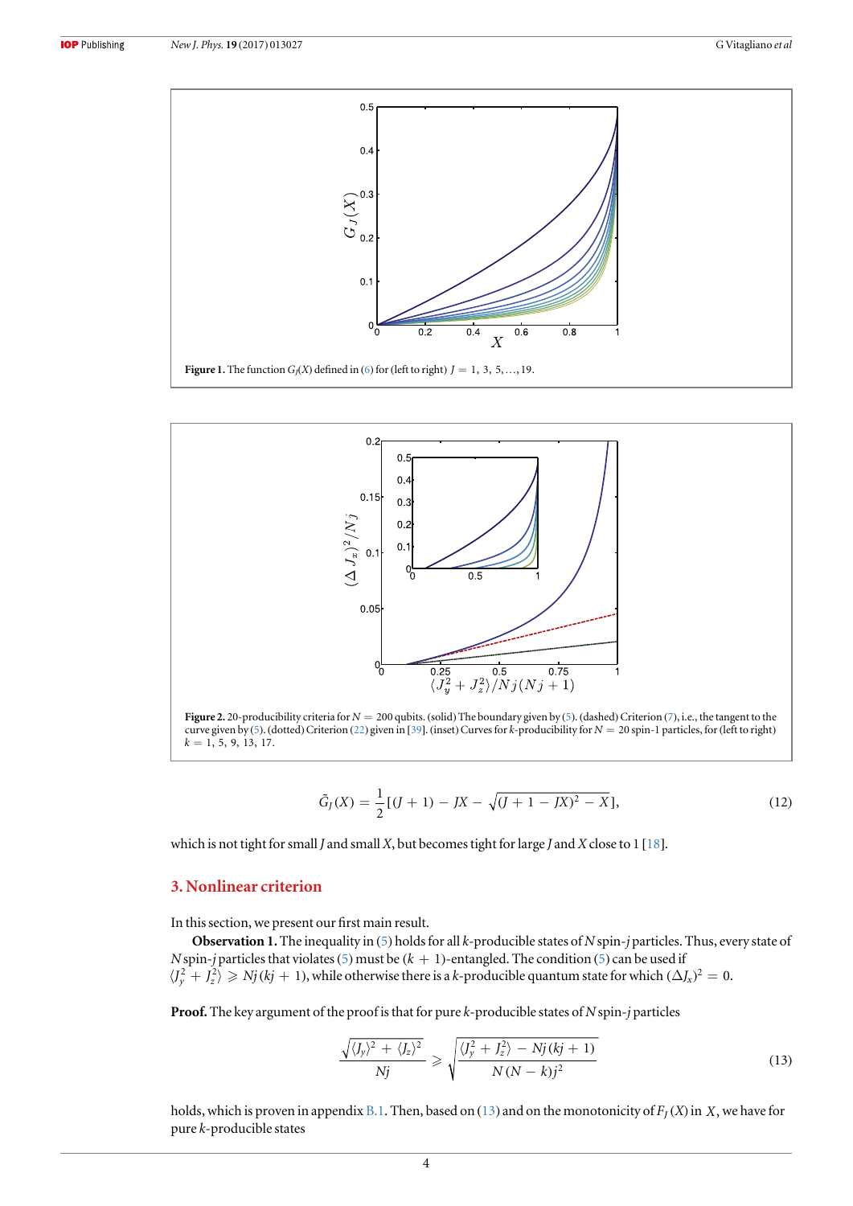**Figure 1.** The function $G_J(X)$ defined in (6) for (left to right) $J = 1, 3, 5, \ldots, 19$.

**Figure 2.** 20-producibility criteria for $N = 200$ qubits. (solid) The boundary given by (5). (dashed) Criterion (7), i.e., the tangent to the curve given by (5). (dotted) Criterion (22) given in [39]. (inset) Curves for $k$-producibility for $N = 20$ spin-1 particles, for (left to right) $k = 1, 5, 9, 13, 17$.

$$\tilde{G}_J(X) = \frac{1}{2}[(J+1) - JX - \sqrt{(J+1-JX)^2 - X}], \tag{12}$$

which is not tight for small $J$ and small $X$, but becomes tight for large $J$ and $X$ close to 1 [18].

## 3. Nonlinear criterion

In this section, we present our first main result.

**Observation 1.** The inequality in (5) holds for all $k$-producible states of $N$ spin-$j$ particles. Thus, every state of $N$ spin-$j$ particles that violates (5) must be $(k+1)$-entangled. The condition (5) can be used if $\langle J_y^2 + J_z^2 \rangle \geqslant Nj(kj+1)$, while otherwise there is a $k$-producible quantum state for which $(\Delta J_x)^2 = 0$.

**Proof.** The key argument of the proof is that for pure $k$-producible states of $N$ spin-$j$ particles

$$\frac{\sqrt{\langle J_y \rangle^2 + \langle J_z \rangle^2}}{Nj} \geqslant \sqrt{\frac{\langle J_y^2 + J_z^2 \rangle - Nj(kj+1)}{N(N-k)j^2}} \tag{13}$$

holds, which is proven in appendix B.1. Then, based on (13) and on the monotonicity of $F_J(X)$ in $X$, we have for pure $k$-producible states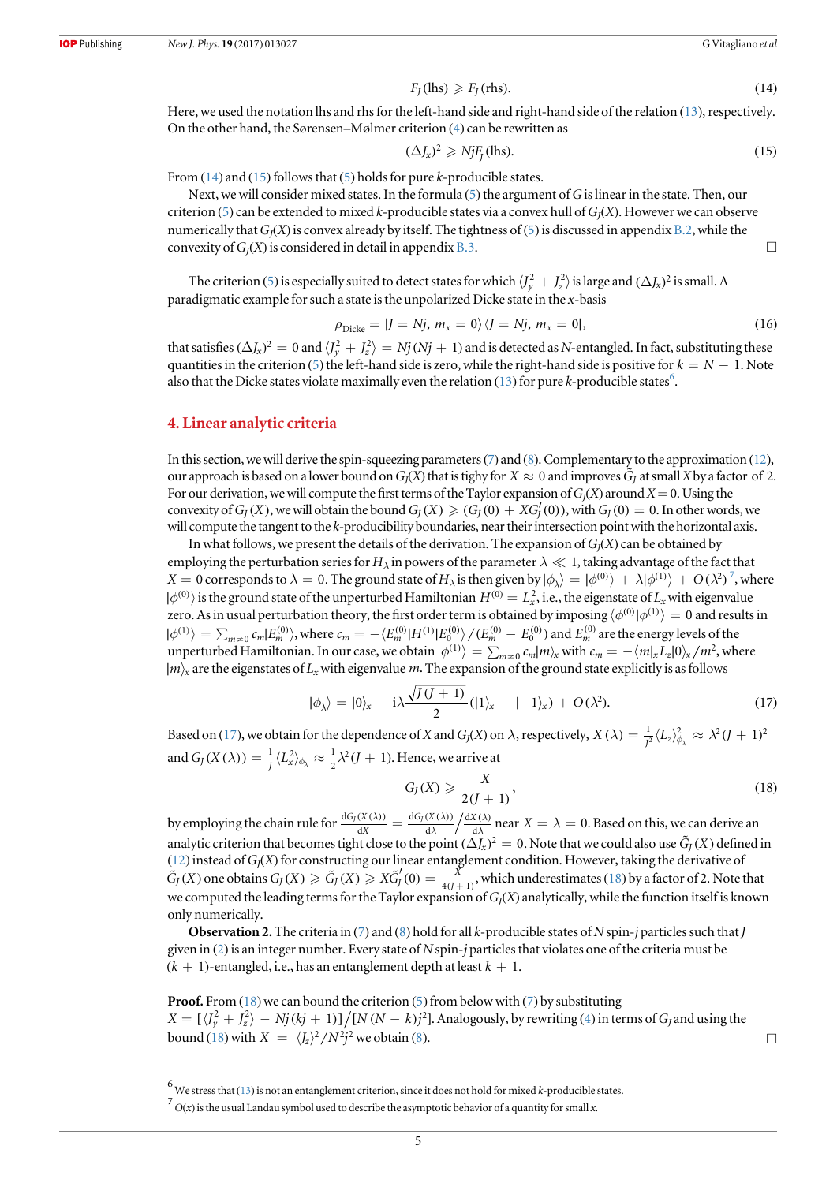$$F_J(\text{lhs}) \geqslant F_J(\text{rhs}). \tag{14}$$

Here, we used the notation lhs and rhs for the left-hand side and right-hand side of the relation (13), respectively. On the other hand, the Sørensen–Mølmer criterion (4) can be rewritten as

$$(\Delta J_x)^2 \geqslant NjF_J(\text{lhs}). \tag{15}$$

From (14) and (15) follows that (5) holds for pure $k$-producible states.

Next, we will consider mixed states. In the formula (5) the argument of $G$ is linear in the state. Then, our criterion (5) can be extended to mixed $k$-producible states via a convex hull of $G_J(X)$. However we can observe numerically that $G_J(X)$ is convex already by itself. The tightness of (5) is discussed in appendix B.2, while the convexity of $G_J(X)$ is considered in detail in appendix B.3. □

The criterion (5) is especially suited to detect states for which $\langle J_y^2 + J_z^2\rangle$ is large and $(\Delta J_x)^2$ is small. A paradigmatic example for such a state is the unpolarized Dicke state in the $x$-basis

$$\rho_{\text{Dicke}} = |J = Nj,\, m_x = 0\rangle\langle J = Nj,\, m_x = 0|, \tag{16}$$

that satisfies $(\Delta J_x)^2 = 0$ and $\langle J_y^2 + J_z^2\rangle = Nj(Nj+1)$ and is detected as $N$-entangled. In fact, substituting these quantities in the criterion (5) the left-hand side is zero, while the right-hand side is positive for $k = N-1$. Note also that the Dicke states violate maximally even the relation (13) for pure $k$-producible states[6].

## 4. Linear analytic criteria

In this section, we will derive the spin-squeezing parameters (7) and (8). Complementary to the approximation (12), our approach is based on a lower bound on $G_J(X)$ that is tighy for $X \approx 0$ and improves $\tilde{G}_J$ at small $X$ by a factor of 2. For our derivation, we will compute the first terms of the Taylor expansion of $G_J(X)$ around $X = 0$. Using the convexity of $G_J(X)$, we will obtain the bound $G_J(X) \geqslant (G_J(0) + XG_J'(0))$, with $G_J(0) = 0$. In other words, we will compute the tangent to the $k$-producibility boundaries, near their intersection point with the horizontal axis.

In what follows, we present the details of the derivation. The expansion of $G_J(X)$ can be obtained by employing the perturbation series for $H_\lambda$ in powers of the parameter $\lambda \ll 1$, taking advantage of the fact that $X = 0$ corresponds to $\lambda = 0$. The ground state of $H_\lambda$ is then given by $|\phi_\lambda\rangle = |\phi^{(0)}\rangle + \lambda|\phi^{(1)}\rangle + O(\lambda^2)$[7], where $|\phi^{(0)}\rangle$ is the ground state of the unperturbed Hamiltonian $H^{(0)} = L_x^2$, i.e., the eigenstate of $L_x$ with eigenvalue zero. As in usual perturbation theory, the first order term is obtained by imposing $\langle\phi^{(0)}|\phi^{(1)}\rangle = 0$ and results in $|\phi^{(1)}\rangle = \sum_{m\neq 0} c_m |E_m^{(0)}\rangle$, where $c_m = -\langle E_m^{(0)}|H^{(1)}|E_0^{(0)}\rangle/(E_m^{(0)} - E_0^{(0)})$ and $E_m^{(0)}$ are the energy levels of the unperturbed Hamiltonian. In our case, we obtain $|\phi^{(1)}\rangle = \sum_{m\neq 0} c_m|m\rangle_x$ with $c_m = -\langle m|_x L_z|0\rangle_x/m^2$, where $|m\rangle_x$ are the eigenstates of $L_x$ with eigenvalue $m$. The expansion of the ground state explicitly is as follows

$$|\phi_\lambda\rangle = |0\rangle_x - \mathrm{i}\lambda\frac{\sqrt{J(J+1)}}{2}(|1\rangle_x - |-1\rangle_x) + O(\lambda^2). \tag{17}$$

Based on (17), we obtain for the dependence of $X$ and $G_J(X)$ on $\lambda$, respectively, $X(\lambda) = \frac{1}{J^2}\langle L_z\rangle_{\phi_\lambda}^2 \approx \lambda^2(J+1)^2$ and $G_J(X(\lambda)) = \frac{1}{J}\langle L_x^2\rangle_{\phi_\lambda} \approx \frac{1}{2}\lambda^2(J+1)$. Hence, we arrive at

$$G_J(X) \geqslant \frac{X}{2(J+1)}, \tag{18}$$

by employing the chain rule for $\frac{\mathrm{d}G_J(X(\lambda))}{\mathrm{d}X} = \frac{\mathrm{d}G_J(X(\lambda))}{\mathrm{d}\lambda}\Big/\frac{\mathrm{d}X(\lambda)}{\mathrm{d}\lambda}$ near $X = \lambda = 0$. Based on this, we can derive an analytic criterion that becomes tight close to the point $(\Delta J_x)^2 = 0$. Note that we could also use $\tilde{G}_J(X)$ defined in (12) instead of $G_J(X)$ for constructing our linear entanglement condition. However, taking the derivative of $\tilde{G}_J(X)$ one obtains $G_J(X) \geqslant \tilde{G}_J(X) \geqslant X\tilde{G}_J'(0) = \frac{X}{4(J+1)}$, which underestimates (18) by a factor of 2. Note that we computed the leading terms for the Taylor expansion of $G_J(X)$ analytically, while the function itself is known only numerically.

**Observation 2.** The criteria in (7) and (8) hold for all $k$-producible states of $N$ spin-$j$ particles such that $J$ given in (2) is an integer number. Every state of $N$ spin-$j$ particles that violates one of the criteria must be $(k+1)$-entangled, i.e., has an entanglement depth at least $k+1$.

**Proof.** From (18) we can bound the criterion (5) from below with (7) by substituting $X = [\langle J_y^2 + J_z^2\rangle - Nj(kj+1)]/[N(N-k)j^2]$. Analogously, by rewriting (4) in terms of $G_J$ and using the bound (18) with $X = \langle J_z\rangle^2/N^2j^2$ we obtain (8). □

[6] We stress that (13) is not an entanglement criterion, since it does not hold for mixed $k$-producible states.

[7] $O(x)$ is the usual Landau symbol used to describe the asymptotic behavior of a quantity for small $x$.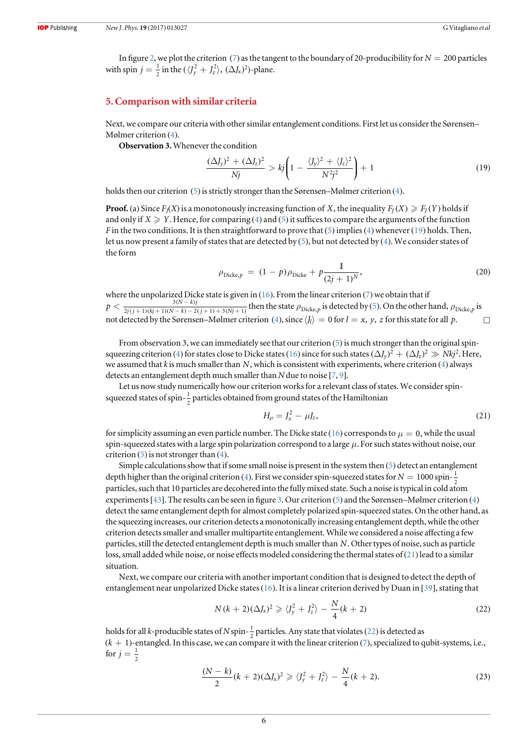In figure 2, we plot the criterion (7) as the tangent to the boundary of 20-producibility for $N = 200$ particles with spin $j = \frac{1}{2}$ in the $(\langle J_y^2 + J_z^2 \rangle, (\Delta J_x)^2)$-plane.

## 5. Comparison with similar criteria

Next, we compare our criteria with other similar entanglement conditions. First let us consider the Sørensen–Mølmer criterion (4).

**Observation 3.** Whenever the condition

$$\frac{(\Delta J_y)^2 + (\Delta J_z)^2}{Nj} > kj\left(1 - \frac{\langle J_y \rangle^2 + \langle J_z \rangle^2}{N^2 j^2}\right) + 1 \tag{19}$$

holds then our criterion (5) is strictly stronger than the Sørensen–Mølmer criterion (4).

**Proof.** (a) Since $F_j(X)$ is a monotonously increasing function of $X$, the inequality $F_j(X) \geqslant F_j(Y)$ holds if and only if $X \geqslant Y$. Hence, for comparing (4) and (5) it suffices to compare the arguments of the function $F$ in the two conditions. It is then straightforward to prove that (5) implies (4) whenever (19) holds. Then, let us now present a family of states that are detected by (5), but not detected by (4). We consider states of the form

$$\rho_{\text{Dicke},p} = (1-p)\rho_{\text{Dicke}} + p\frac{\mathbb{1}}{(2j+1)^N}, \tag{20}$$

where the unpolarized Dicke state is given in (16). From the linear criterion (7) we obtain that if $p < \frac{3(N-k)j}{2j(j+1)(kj+1)(N-k) - 2(j+1) + 3(Nj+1)}$ then the state $\rho_{\text{Dicke},p}$ is detected by (5). On the other hand, $\rho_{\text{Dicke},p}$ is not detected by the Sørensen–Mølmer criterion (4), since $\langle J_l \rangle = 0$ for $l = x, y, z$ for this state for all $p$. □

From observation 3, we can immediately see that our criterion (5) is much stronger than the original spin-squeezing criterion (4) for states close to Dicke states (16) since for such states $(\Delta J_y)^2 + (\Delta J_z)^2 \gg Nkj^2$. Here, we assumed that $k$ is much smaller than $N$, which is consistent with experiments, where criterion (4) always detects an entanglement depth much smaller than $N$ due to noise [7, 9].

Let us now study numerically how our criterion works for a relevant class of states. We consider spin-squeezed states of spin-$\frac{1}{2}$ particles obtained from ground states of the Hamiltonian

$$H_\mu = J_x^2 - \mu J_z, \tag{21}$$

for simplicity assuming an even particle number. The Dicke state (16) corresponds to $\mu = 0$, while the usual spin-squeezed states with a large spin polarization correspond to a large $\mu$. For such states without noise, our criterion (5) is not stronger than (4).

Simple calculations show that if some small noise is present in the system then (5) detect an entanglement depth higher than the original criterion (4). First we consider spin-squeezed states for $N = 1000$ spin-$\frac{1}{2}$ particles, such that 10 particles are decohered into the fully mixed state. Such a noise is typical in cold atom experiments [43]. The results can be seen in figure 3. Our criterion (5) and the Sørensen–Mølmer criterion (4) detect the same entanglement depth for almost completely polarized spin-squeezed states. On the other hand, as the squeezing increases, our criterion detects a monotonically increasing entanglement depth, while the other criterion detects smaller and smaller multipartite entanglement. While we considered a noise affecting a few particles, still the detected entanglement depth is much smaller than $N$. Other types of noise, such as particle loss, small added while noise, or noise effects modeled considering the thermal states of (21) lead to a similar situation.

Next, we compare our criteria with another important condition that is designed to detect the depth of entanglement near unpolarized Dicke states (16). It is a linear criterion derived by Duan in [39], stating that

$$N(k+2)(\Delta J_x)^2 \geqslant \langle J_y^2 + J_z^2 \rangle - \frac{N}{4}(k+2) \tag{22}$$

holds for all $k$-producible states of $N$ spin-$\frac{1}{2}$ particles. Any state that violates (22) is detected as $(k+1)$-entangled. In this case, we can compare it with the linear criterion (7), specialized to qubit-systems, i.e., for $j = \frac{1}{2}$

$$\frac{(N-k)}{2}(k+2)(\Delta J_x)^2 \geqslant \langle J_y^2 + J_z^2 \rangle - \frac{N}{4}(k+2). \tag{23}$$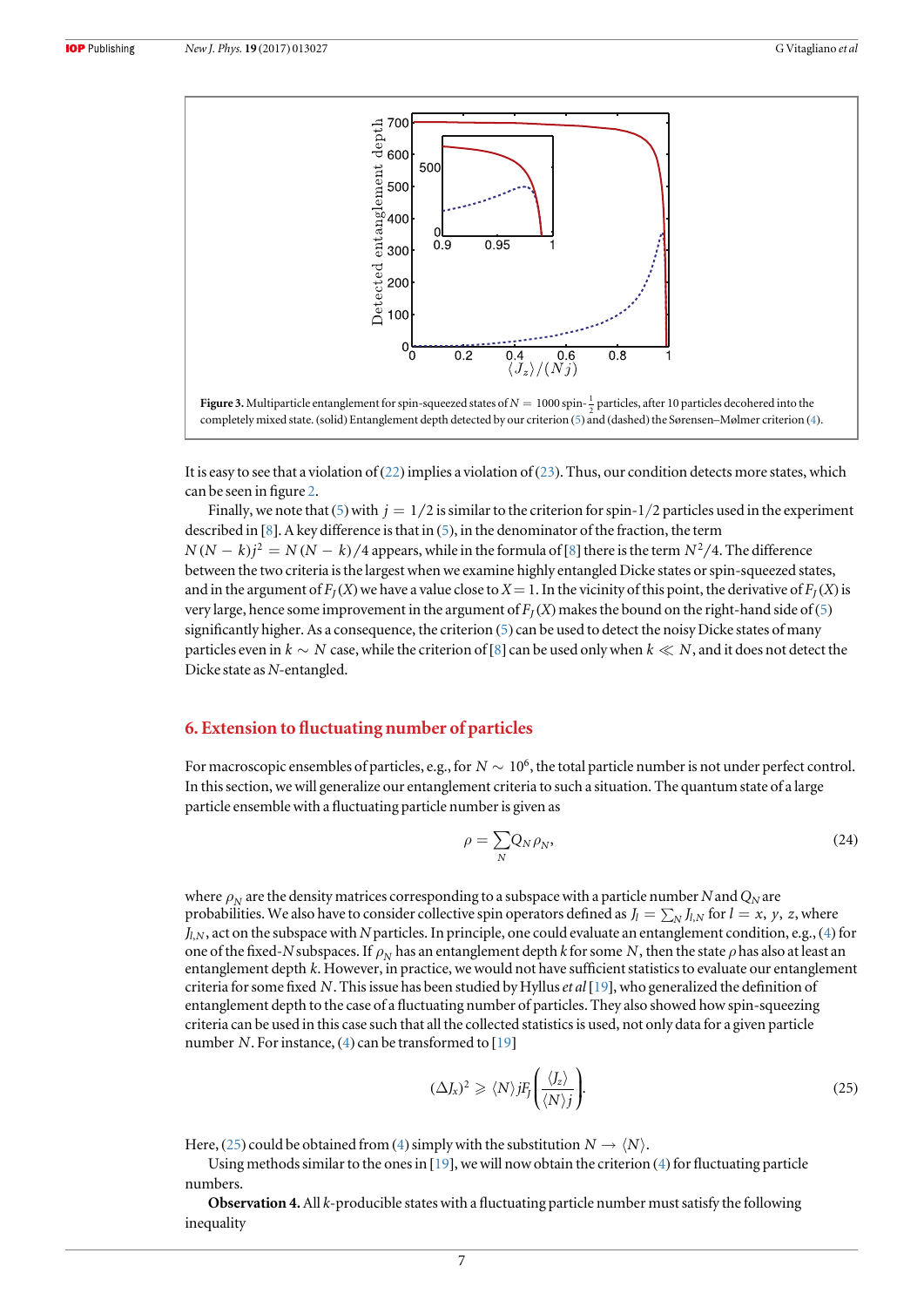**Figure 3.** Multiparticle entanglement for spin-squeezed states of $N = 1000$ spin-$\frac{1}{2}$ particles, after 10 particles decohered into the completely mixed state. (solid) Entanglement depth detected by our criterion (5) and (dashed) the Sørensen–Mølmer criterion (4).

It is easy to see that a violation of (22) implies a violation of (23). Thus, our condition detects more states, which can be seen in figure 2.

Finally, we note that (5) with $j = 1/2$ is similar to the criterion for spin-1/2 particles used in the experiment described in [8]. A key difference is that in (5), in the denominator of the fraction, the term $N(N-k)j^2 = N(N-k)/4$ appears, while in the formula of [8] there is the term $N^2/4$. The difference between the two criteria is the largest when we examine highly entangled Dicke states or spin-squeezed states, and in the argument of $F_J(X)$ we have a value close to $X = 1$. In the vicinity of this point, the derivative of $F_J(X)$ is very large, hence some improvement in the argument of $F_J(X)$ makes the bound on the right-hand side of (5) significantly higher. As a consequence, the criterion (5) can be used to detect the noisy Dicke states of many particles even in $k \sim N$ case, while the criterion of [8] can be used only when $k \ll N$, and it does not detect the Dicke state as $N$-entangled.

## 6. Extension to fluctuating number of particles

For macroscopic ensembles of particles, e.g., for $N \sim 10^6$, the total particle number is not under perfect control. In this section, we will generalize our entanglement criteria to such a situation. The quantum state of a large particle ensemble with a fluctuating number of particles is given as

$$\rho = \sum_N Q_N \rho_N, \tag{24}$$

where $\rho_N$ are the density matrices corresponding to a subspace with a particle number $N$ and $Q_N$ are probabilities. We also have to consider collective spin operators defined as $J_l = \sum_N J_{l,N}$ for $l = x, y, z$, where $J_{l,N}$, act on the subspace with $N$ particles. In principle, one could evaluate an entanglement condition, e.g., (4) for one of the fixed-$N$ subspaces. If $\rho_N$ has an entanglement depth $k$ for some $N$, then the state $\rho$ has also at least an entanglement depth $k$. However, in practice, we would not have sufficient statistics to evaluate our entanglement criteria for some fixed $N$. This issue has been studied by Hyllus *et al* [19], who generalized the definition of entanglement depth to the case of a fluctuating number of particles. They also showed how spin-squeezing criteria can be used in this case such that all the collected statistics is used, not only data for a given particle number $N$. For instance, (4) can be transformed to [19]

$$(\Delta J_x)^2 \geqslant \langle N \rangle j F_j\left(\frac{\langle J_z \rangle}{\langle N \rangle j}\right). \tag{25}$$

Here, (25) could be obtained from (4) simply with the substitution $N \to \langle N \rangle$.

Using methods similar to the ones in [19], we will now obtain the criterion (4) for fluctuating particle numbers.

**Observation 4.** All $k$-producible states with a fluctuating particle number must satisfy the following inequality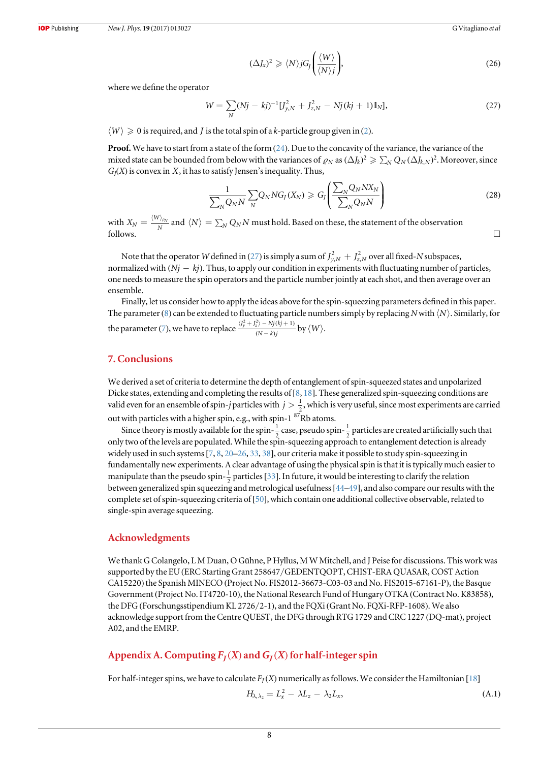$$(\Delta J_x)^2 \geqslant \langle N \rangle j G_J\left(\frac{\langle W \rangle}{\langle N \rangle j}\right), \tag{26}$$

where we define the operator

$$W = \sum_N (Nj - kj)^{-1}[J_{y,N}^2 + J_{z,N}^2 - Nj(kj+1)\mathbb{1}_N], \tag{27}$$

$\langle W \rangle \geqslant 0$ is required, and $J$ is the total spin of a $k$-particle group given in (2).

**Proof.** We have to start from a state of the form (24). Due to the concavity of the variance, the variance of the mixed state can be bounded from below with the variances of $\varrho_N$ as $(\Delta J_k)^2 \geqslant \sum_N Q_N (\Delta J_{k,N})^2$. Moreover, since $G_J(X)$ is convex in $X$, it has to satisfy Jensen's inequality. Thus,

$$\frac{1}{\sum_N Q_N N} \sum_N Q_N N G_J(X_N) \geqslant G_J\left(\frac{\sum_N Q_N N X_N}{\sum_N Q_N N}\right) \tag{28}$$

with $X_N = \frac{\langle W \rangle_{\varrho_N}}{N}$ and $\langle N \rangle = \sum_N Q_N N$ must hold. Based on these, the statement of the observation follows. □

Note that the operator $W$ defined in (27) is simply a sum of $J_{y,N}^2 + J_{z,N}^2$ over all fixed-$N$ subspaces, normalized with $(Nj - kj)$. Thus, to apply our condition in experiments with fluctuating number of particles, one needs to measure the spin operators and the particle number jointly at each shot, and then average over an ensemble.

Finally, let us consider how to apply the ideas above for the spin-squeezing parameters defined in this paper. The parameter (8) can be extended to fluctuating particle numbers simply by replacing $N$ with $\langle N \rangle$. Similarly, for the parameter (7), we have to replace $\frac{\langle J_y^2 + J_z^2 \rangle - Nj(kj+1)}{(N-k)j}$ by $\langle W \rangle$.

## 7. Conclusions

We derived a set of criteria to determine the depth of entanglement of spin-squeezed states and unpolarized Dicke states, extending and completing the results of [8, 18]. These generalized spin-squeezing conditions are valid even for an ensemble of spin-$j$ particles with $j > \frac{1}{2}$, which is very useful, since most experiments are carried out with particles with a higher spin, e.g., with spin-1 $^{87}$Rb atoms.

Since theory is mostly available for the spin-$\frac{1}{2}$ case, pseudo spin-$\frac{1}{2}$ particles are created artificially such that only two of the levels are populated. While the spin-squeezing approach to entanglement detection is already widely used in such systems [7, 8, 20–26, 33, 38], our criteria make it possible to study spin-squeezing in fundamentally new experiments. A clear advantage of using the physical spin is that it is typically much easier to manipulate than the pseudo spin-$\frac{1}{2}$ particles [33]. In future, it would be interesting to clarify the relation between generalized spin squeezing and metrological usefulness [44–49], and also compare our results with the complete set of spin-squeezing criteria of [50], which contain one additional collective observable, related to single-spin average squeezing.

## Acknowledgments

We thank G Colangelo, L M Duan, O Gühne, P Hyllus, M W Mitchell, and J Peise for discussions. This work was supported by the EU (ERC Starting Grant 258647/GEDENTQOPT, CHIST-ERA QUASAR, COST Action CA15220) the Spanish MINECO (Project No. FIS2012-36673-C03-03 and No. FIS2015-67161-P), the Basque Government (Project No. IT4720-10), the National Research Fund of Hungary OTKA (Contract No. K83858), the DFG (Forschungsstipendium KL 2726/2-1), and the FQXi (Grant No. FQXi-RFP-1608). We also acknowledge support from the Centre QUEST, the DFG through RTG 1729 and CRC 1227 (DQ-mat), project A02, and the EMRP.

## Appendix A. Computing $F_J(X)$ and $G_J(X)$ for half-integer spin

For half-integer spins, we have to calculate $F_J(X)$ numerically as follows. We consider the Hamiltonian [18]

$$H_{\lambda,\lambda_2} = L_x^2 - \lambda L_z - \lambda_2 L_x, \tag{A.1}$$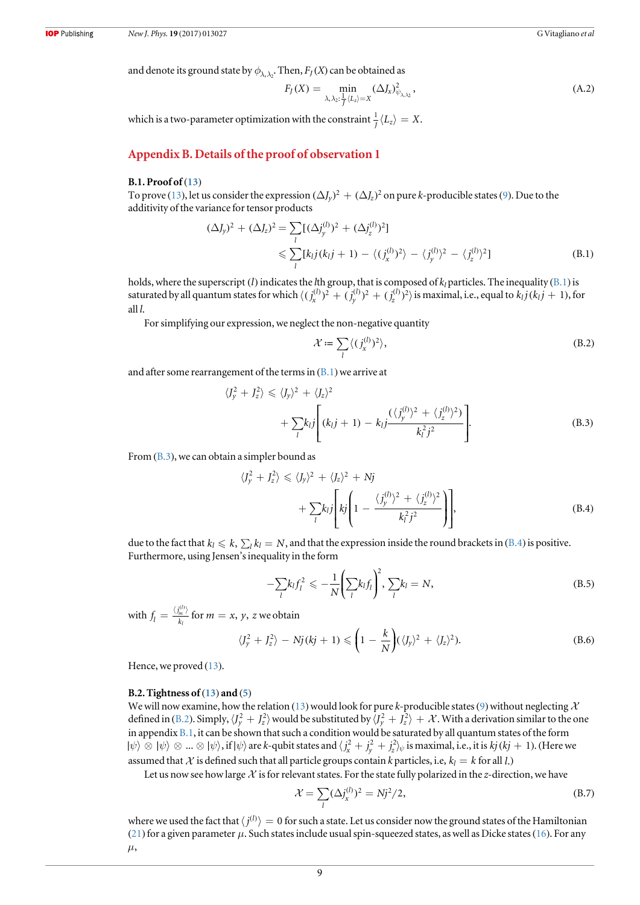and denote its ground state by $\phi_{\lambda,\lambda_2}$. Then, $F_J(X)$ can be obtained as

$$F_J(X) = \min_{\lambda,\lambda_2:\frac{1}{J}\langle L_z\rangle = X} (\Delta J_x)^2_{\psi_{\lambda,\lambda_2}}, \tag{A.2}$$

which is a two-parameter optimization with the constraint $\frac{1}{J}\langle L_z\rangle = X$.

## Appendix B. Details of the proof of observation 1

### B.1. Proof of (13)

To prove (13), let us consider the expression $(\Delta J_y)^2 + (\Delta J_z)^2$ on pure $k$-producible states (9). Due to the additivity of the variance for tensor products

$$\begin{aligned}(\Delta J_y)^2 + (\Delta J_z)^2 &= \sum_l [(\Delta j_y^{(l)})^2 + (\Delta j_z^{(l)})^2] \\ &\leqslant \sum_l [k_l j(k_l j + 1) - \langle (j_x^{(l)})^2\rangle - \langle j_y^{(l)}\rangle^2 - \langle j_z^{(l)}\rangle^2]\end{aligned} \tag{B.1}$$

holds, where the superscript $(l)$ indicates the $l$th group, that is composed of $k_l$ particles. The inequality (B.1) is saturated by all quantum states for which $\langle (j_x^{(l)})^2 + (j_y^{(l)})^2 + (j_z^{(l)})^2\rangle$ is maximal, i.e., equal to $k_l j(k_l j + 1)$, for all $l$.

For simplifying our expression, we neglect the non-negative quantity

$$\mathcal{X} := \sum_l \langle (j_x^{(l)})^2\rangle, \tag{B.2}$$

and after some rearrangement of the terms in (B.1) we arrive at

$$\begin{aligned}\langle J_y^2 + J_z^2\rangle &\leqslant \langle J_y\rangle^2 + \langle J_z\rangle^2 \\ &+ \sum_l k_l j\left[(k_l j + 1) - k_l j\frac{(\langle j_y^{(l)}\rangle^2 + \langle j_z^{(l)}\rangle^2)}{k_l^2 j^2}\right].\end{aligned} \tag{B.3}$$

From (B.3), we can obtain a simpler bound as

$$\begin{aligned}\langle J_y^2 + J_z^2\rangle &\leqslant \langle J_y\rangle^2 + \langle J_z\rangle^2 + Nj \\ &+ \sum_l k_l j\left[kj\left(1 - \frac{\langle j_y^{(l)}\rangle^2 + \langle j_z^{(l)}\rangle^2}{k_l^2 j^2}\right)\right],\end{aligned} \tag{B.4}$$

due to the fact that $k_l \leqslant k$, $\sum_l k_l = N$, and that the expression inside the round brackets in (B.4) is positive. Furthermore, using Jensen's inequality in the form

$$-\sum_l k_l f_l^2 \leqslant -\frac{1}{N}\left(\sum_l k_l f_l\right)^2, \ \sum_l k_l = N, \tag{B.5}$$

with $f_l = \frac{\langle j_m^{(l)}\rangle}{k_l}$ for $m = x, y, z$ we obtain

$$\langle J_y^2 + J_z^2\rangle - Nj(kj + 1) \leqslant \left(1 - \frac{k}{N}\right)(\langle J_y\rangle^2 + \langle J_z\rangle^2). \tag{B.6}$$

Hence, we proved (13).

### B.2. Tightness of (13) and (5)

We will now examine, how the relation (13) would look for pure $k$-producible states (9) without neglecting $\mathcal{X}$ defined in (B.2). Simply, $\langle J_y^2 + J_z^2\rangle$ would be substituted by $\langle J_y^2 + J_z^2\rangle + \mathcal{X}$. With a derivation similar to the one in appendix B.1, it can be shown that such a condition would be saturated by all quantum states of the form $|\psi\rangle \otimes |\psi\rangle \otimes ... \otimes |\psi\rangle$, if $|\psi\rangle$ are $k$-qubit states and $\langle j_x^2 + j_y^2 + j_z^2\rangle_\psi$ is maximal, i.e., it is $kj(kj + 1)$. (Here we assumed that $\mathcal{X}$ is defined such that all particle groups contain $k$ particles, i.e, $k_l = k$ for all $l$.)

Let us now see how large $\mathcal{X}$ is for relevant states. For the state fully polarized in the $z$-direction, we have

$$\mathcal{X} = \sum_l (\Delta j_x^{(l)})^2 = Nj^2/2, \tag{B.7}$$

where we used the fact that $\langle j^{(l)}\rangle = 0$ for such a state. Let us consider now the ground states of the Hamiltonian (21) for a given parameter $\mu$. Such states include usual spin-squeezed states, as well as Dicke states (16). For any $\mu$,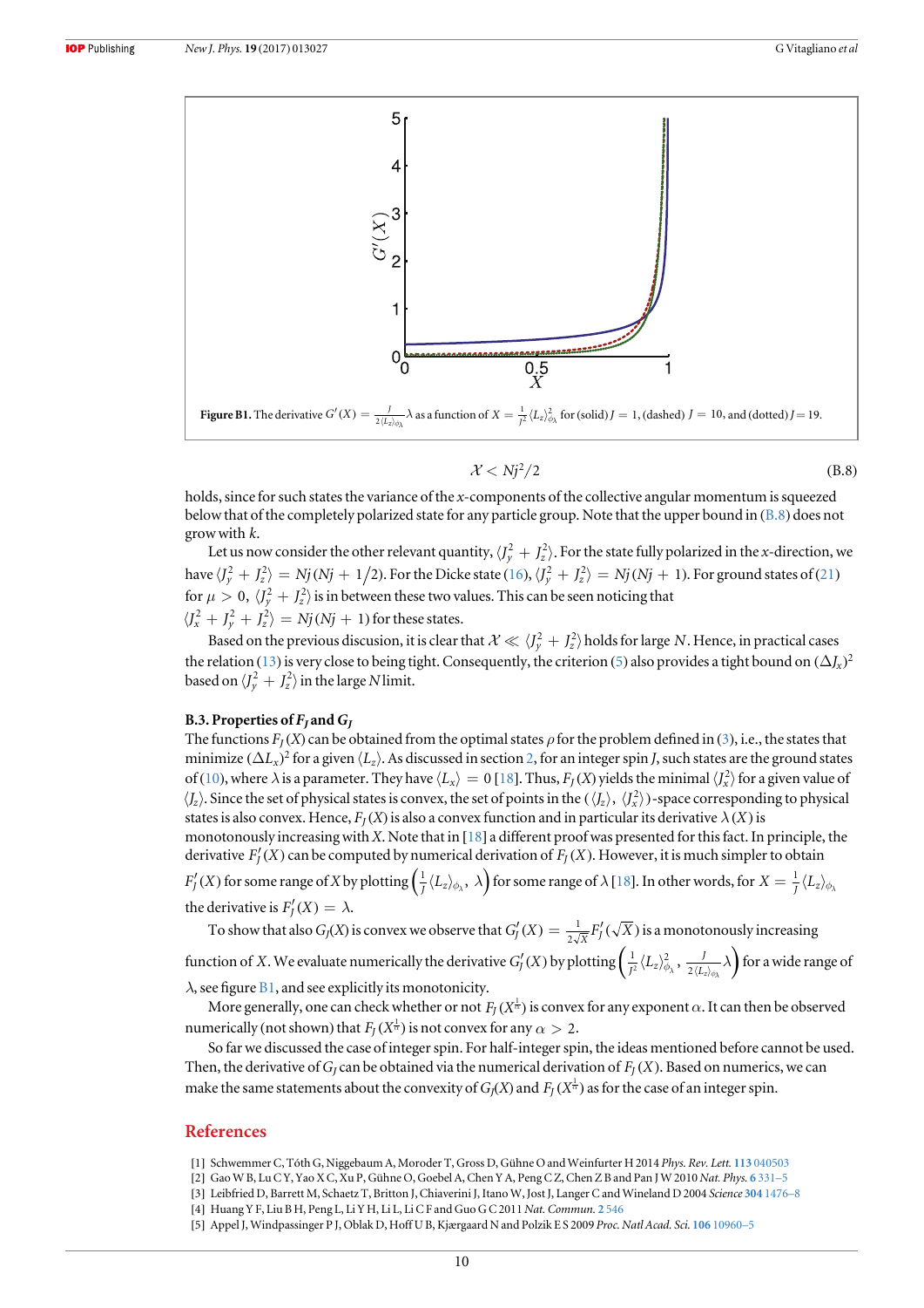**Figure B1.** The derivative $G'(X) = \frac{J}{2\langle L_z\rangle_{\phi_\lambda}}\lambda$ as a function of $X = \frac{1}{J^2}\langle L_z\rangle_{\phi_\lambda}^2$ for (solid) $J = 1$, (dashed) $J = 10$, and (dotted) $J = 19$.

$$\mathcal{X} < Nj^2/2 \tag{B.8}$$

holds, since for such states the variance of the $x$-components of the collective angular momentum is squeezed below that of the completely polarized state for any particle group. Note that the upper bound in (B.8) does not grow with $k$.

Let us now consider the other relevant quantity, $\langle J_y^2 + J_z^2\rangle$. For the state fully polarized in the $x$-direction, we have $\langle J_y^2 + J_z^2\rangle = Nj(Nj + 1/2)$. For the Dicke state (16), $\langle J_y^2 + J_z^2\rangle = Nj(Nj + 1)$. For ground states of (21) for $\mu > 0$, $\langle J_y^2 + J_z^2\rangle$ is in between these two values. This can be seen noticing that $\langle J_x^2 + J_y^2 + J_z^2\rangle = Nj(Nj + 1)$ for these states.

Based on the previous discussion, it is clear that $\mathcal{X} \ll \langle J_y^2 + J_z^2\rangle$ holds for large $N$. Hence, in practical cases the relation (13) is very close to being tight. Consequently, the criterion (5) also provides a tight bound on $(\Delta J_x)^2$ based on $\langle J_y^2 + J_z^2\rangle$ in the large $N$ limit.

### B.3. Properties of $F_J$ and $G_J$

The functions $F_J(X)$ can be obtained from the optimal states $\rho$ for the problem defined in (3), i.e., the states that minimize $(\Delta L_x)^2$ for a given $\langle L_z\rangle$. As discussed in section 2, for an integer spin $J$, such states are the ground states of (10), where $\lambda$ is a parameter. They have $\langle L_x\rangle = 0$ [18]. Thus, $F_J(X)$ yields the minimal $\langle J_x^2\rangle$ for a given value of $\langle J_z\rangle$. Since the set of physical states is convex, the set of points in the $(\langle J_z\rangle, \langle J_x^2\rangle)$-space corresponding to physical states is also convex. Hence, $F_J(X)$ is also a convex function and in particular its derivative $\lambda(X)$ is monotonously increasing with $X$. Note that in [18] a different proof was presented for this fact. In principle, the derivative $F_J'(X)$ can be computed by numerical derivation of $F_J(X)$. However, it is much simpler to obtain $F_J'(X)$ for some range of $X$ by plotting $\left(\frac{1}{J}\langle L_z\rangle_{\phi_\lambda},\ \lambda\right)$ for some range of $\lambda$ [18]. In other words, for $X = \frac{1}{J}\langle L_z\rangle_{\phi_\lambda}$ the derivative is $F_J'(X) = \lambda$.

To show that also $G_J(X)$ is convex we observe that $G_J'(X) = \frac{1}{2\sqrt{X}}F_J'(\sqrt{X})$ is a monotonously increasing function of $X$. We evaluate numerically the derivative $G_J'(X)$ by plotting $\left(\frac{1}{J^2}\langle L_z\rangle_{\phi_\lambda}^2,\ \frac{J}{2\langle L_z\rangle_{\phi_\lambda}}\lambda\right)$ for a wide range of $\lambda$, see figure B1, and see explicitly its monotonicity.

More generally, one can check whether or not $F_J(X^{\frac{1}{\alpha}})$ is convex for any exponent $\alpha$. It can then be observed numerically (not shown) that $F_J(X^{\frac{1}{\alpha}})$ is not convex for any $\alpha > 2$.

So far we discussed the case of integer spin. For half-integer spin, the ideas mentioned before cannot be used. Then, the derivative of $G_J$ can be obtained via the numerical derivation of $F_J(X)$. Based on numerics, we can make the same statements about the convexity of $G_J(X)$ and $F_J(X^{\frac{1}{\alpha}})$ as for the case of an integer spin.

## References

[1] Schwemmer C, Tóth G, Niggebaum A, Moroder T, Gross D, Gühne O and Weinfurter H 2014 *Phys. Rev. Lett.* **113** 040503

[2] Gao W B, Lu C Y, Yao X C, Xu P, Gühne O, Goebel A, Chen Y A, Peng C Z, Chen Z B and Pan J W 2010 *Nat. Phys.* **6** 331–5

[3] Leibfried D, Barrett M, Schaetz T, Britton J, Chiaverini J, Itano W, Jost J, Langer C and Wineland D 2004 *Science* **304** 1476–8

[4] Huang Y F, Liu B H, Peng L, Li Y H, Li L, Li C F and Guo G C 2011 *Nat. Commun.* **2** 546

[5] Appel J, Windpassinger P J, Oblak D, Hoff U B, Kjærgaard N and Polzik E S 2009 *Proc. Natl Acad. Sci.* **106** 10960–5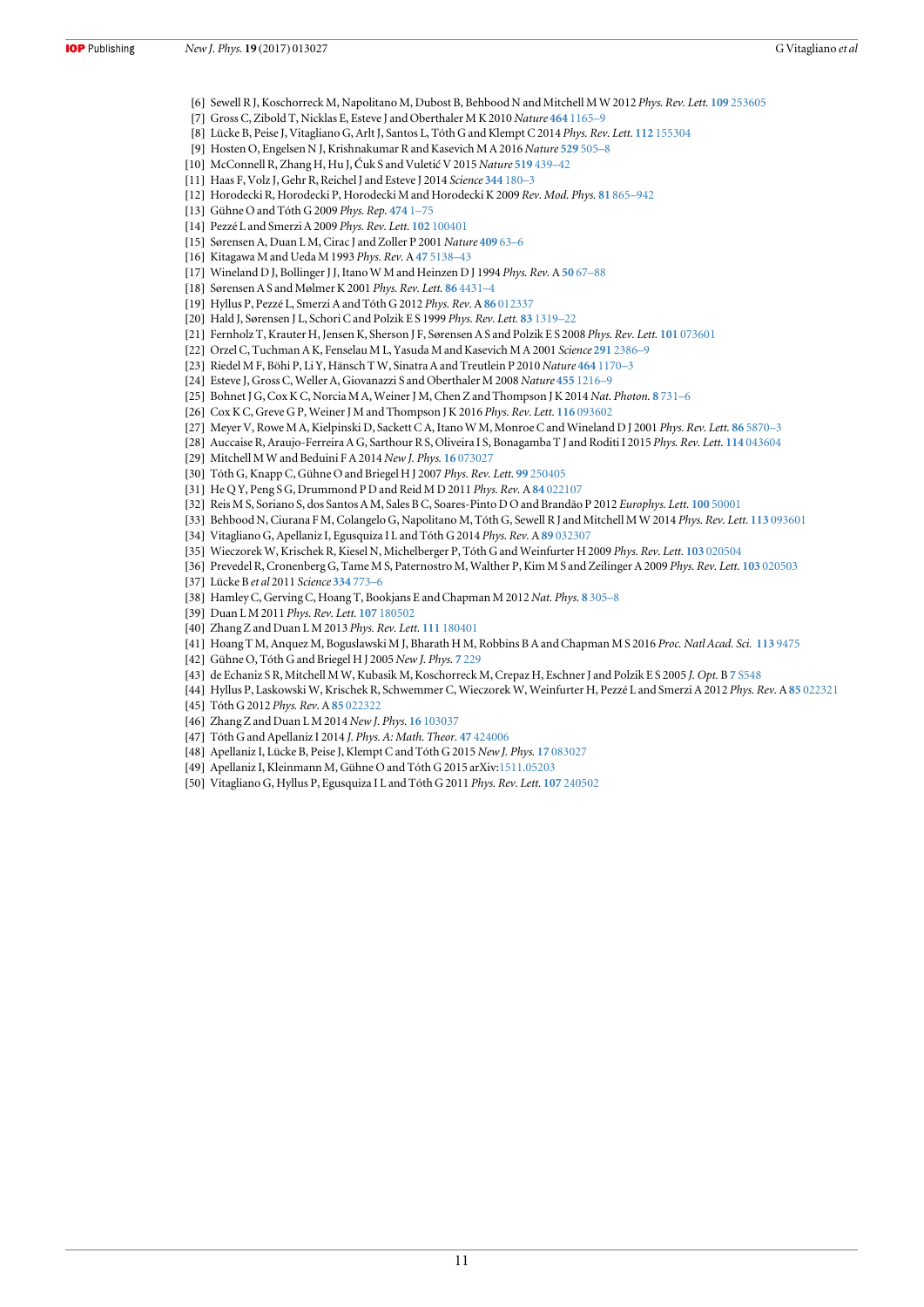[6] Sewell R J, Koschorreck M, Napolitano M, Dubost B, Behbood N and Mitchell M W 2012 *Phys. Rev. Lett.* **109** 253605

[7] Gross C, Zibold T, Nicklas E, Esteve J and Oberthaler M K 2010 *Nature* **464** 1165–9

[8] Lücke B, Peise J, Vitagliano G, Arlt J, Santos L, Tóth G and Klempt C 2014 *Phys. Rev. Lett.* **112** 155304

[9] Hosten O, Engelsen N J, Krishnakumar R and Kasevich M A 2016 *Nature* **529** 505–8

[10] McConnell R, Zhang H, Hu J, Ćuk S and Vuletić V 2015 *Nature* **519** 439–42

[11] Haas F, Volz J, Gehr R, Reichel J and Esteve J 2014 *Science* **344** 180–3

[12] Horodecki R, Horodecki P, Horodecki M and Horodecki K 2009 *Rev. Mod. Phys.* **81** 865–942

[13] Gühne O and Tóth G 2009 *Phys. Rep.* **474** 1–75

[14] Pezzé L and Smerzi A 2009 *Phys. Rev. Lett.* **102** 100401

[15] Sørensen A, Duan L M, Cirac J and Zoller P 2001 *Nature* **409** 63–6

[16] Kitagawa M and Ueda M 1993 *Phys. Rev.* A **47** 5138–43

[17] Wineland D J, Bollinger J J, Itano W M and Heinzen D J 1994 *Phys. Rev.* A **50** 67–88

[18] Sørensen A S and Mølmer K 2001 *Phys. Rev. Lett.* **86** 4431–4

[19] Hyllus P, Pezzé L, Smerzi A and Tóth G 2012 *Phys. Rev.* A **86** 012337

[20] Hald J, Sørensen J L, Schori C and Polzik E S 1999 *Phys. Rev. Lett.* **83** 1319–22

[21] Fernholz T, Krauter H, Jensen K, Sherson J F, Sørensen A S and Polzik E S 2008 *Phys. Rev. Lett.* **101** 073601

[22] Orzel C, Tuchman A K, Fenselau M L, Yasuda M and Kasevich M A 2001 *Science* **291** 2386–9

[23] Riedel M F, Böhi P, Li Y, Hänsch T W, Sinatra A and Treutlein P 2010 *Nature* **464** 1170–3

[24] Esteve J, Gross C, Weller A, Giovanazzi S and Oberthaler M 2008 *Nature* **455** 1216–9

[25] Bohnet J G, Cox K C, Norcia M A, Weiner J M, Chen Z and Thompson J K 2014 *Nat. Photon.* **8** 731–6

[26] Cox K C, Greve G P, Weiner J M and Thompson J K 2016 *Phys. Rev. Lett.* **116** 093602

[27] Meyer V, Rowe M A, Kielpinski D, Sackett C A, Itano W M, Monroe C and Wineland D J 2001 *Phys. Rev. Lett.* **86** 5870–3

[28] Auccaise R, Araujo-Ferreira A G, Sarthour R S, Oliveira I S, Bonagamba T J and Roditi I 2015 *Phys. Rev. Lett.* **114** 043604

[29] Mitchell M W and Beduini F A 2014 *New J. Phys.* **16** 073027

[30] Tóth G, Knapp C, Gühne O and Briegel H J 2007 *Phys. Rev. Lett.* **99** 250405

[31] He Q Y, Peng S G, Drummond P D and Reid M D 2011 *Phys. Rev.* A **84** 022107

[32] Reis M S, Soriano S, dos Santos A M, Sales B C, Soares-Pinto D O and Brandão P 2012 *Europhys. Lett.* **100** 50001

[33] Behbood N, Ciurana F M, Colangelo G, Napolitano M, Tóth G, Sewell R J and Mitchell M W 2014 *Phys. Rev. Lett.* **113** 093601

[34] Vitagliano G, Apellaniz I, Egusquiza I L and Tóth G 2014 *Phys. Rev.* A **89** 032307

[35] Wieczorek W, Krischek R, Kiesel N, Michelberger P, Tóth G and Weinfurter H 2009 *Phys. Rev. Lett.* **103** 020504

[36] Prevedel R, Cronenberg G, Tame M S, Paternostro M, Walther P, Kim M S and Zeilinger A 2009 *Phys. Rev. Lett.* **103** 020503

[37] Lücke B *et al* 2011 *Science* **334** 773–6

[38] Hamley C, Gerving C, Hoang T, Bookjans E and Chapman M 2012 *Nat. Phys.* **8** 305–8

[39] Duan L M 2011 *Phys. Rev. Lett.* **107** 180502

[40] Zhang Z and Duan L M 2013 *Phys. Rev. Lett.* **111** 180401

[41] Hoang T M, Anquez M, Boguslawski M J, Bharath H M, Robbins B A and Chapman M S 2016 *Proc. Natl Acad. Sci.* **113** 9475

[42] Gühne O, Tóth G and Briegel H J 2005 *New J. Phys.* **7** 229

[43] de Echaniz S R, Mitchell M W, Kubasik M, Koschorreck M, Crepaz H, Eschner J and Polzik E S 2005 *J. Opt.* B **7** S548

[44] Hyllus P, Laskowski W, Krischek R, Schwemmer C, Wieczorek W, Weinfurter H, Pezzé L and Smerzi A 2012 *Phys. Rev.* A **85** 022321

[45] Tóth G 2012 *Phys. Rev.* A **85** 022322

[46] Zhang Z and Duan L M 2014 *New J. Phys.* **16** 103037

[47] Tóth G and Apellaniz I 2014 *J. Phys. A: Math. Theor.* **47** 424006

[48] Apellaniz I, Lücke B, Peise J, Klempt C and Tóth G 2015 *New J. Phys.* **17** 083027

[49] Apellaniz I, Kleinmann M, Gühne O and Tóth G 2015 arXiv:1511.05203

[50] Vitagliano G, Hyllus P, Egusquiza I L and Tóth G 2011 *Phys. Rev. Lett.* **107** 240502